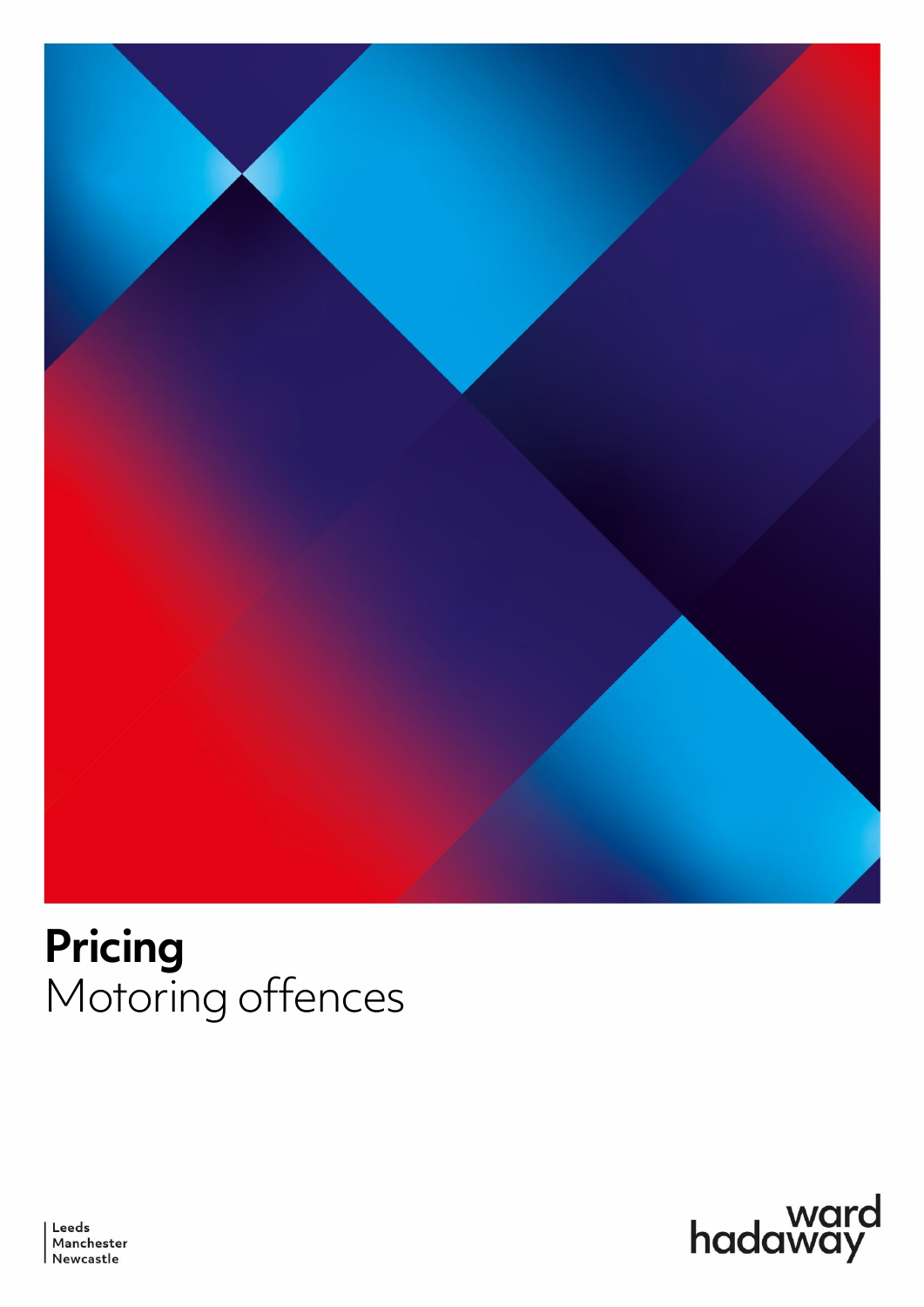# Pricing
Motoring offences

Leeds
Manchester
Newcastle

ward hadaway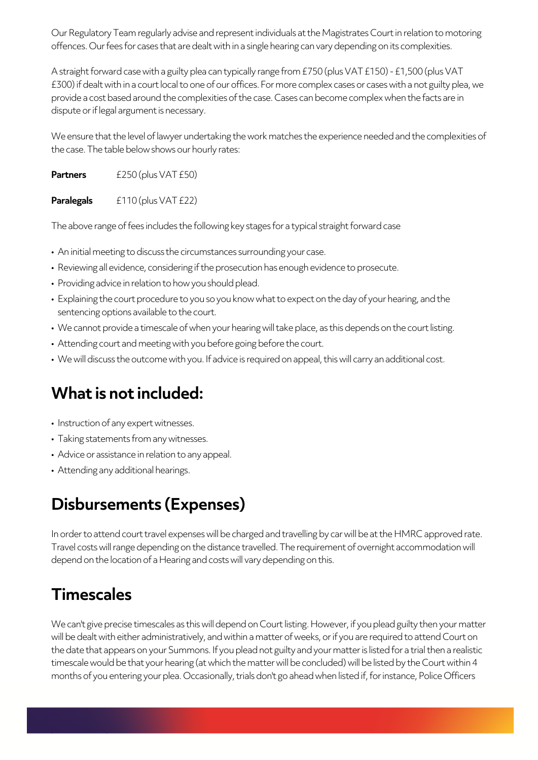Our Regulatory Team regularly advise and represent individuals at the Magistrates Court in relation to motoring offences. Our fees for cases that are dealt with in a single hearing can vary depending on its complexities.

A straight forward case with a guilty plea can typically range from £750 (plus VAT £150) - £1,500 (plus VAT £300) if dealt with in a court local to one of our offices. For more complex cases or cases with a not guilty plea, we provide a cost based around the complexities of the case. Cases can become complex when the facts are in dispute or if legal argument is necessary.

We ensure that the level of lawyer undertaking the work matches the experience needed and the complexities of the case. The table below shows our hourly rates:

| | |
|---|---|
| **Partners** | £250 (plus VAT £50) |
| **Paralegals** | £110 (plus VAT £22) |

The above range of fees includes the following key stages for a typical straight forward case

- An initial meeting to discuss the circumstances surrounding your case.
- Reviewing all evidence, considering if the prosecution has enough evidence to prosecute.
- Providing advice in relation to how you should plead.
- Explaining the court procedure to you so you know what to expect on the day of your hearing, and the sentencing options available to the court.
- We cannot provide a timescale of when your hearing will take place, as this depends on the court listing.
- Attending court and meeting with you before going before the court.
- We will discuss the outcome with you. If advice is required on appeal, this will carry an additional cost.

## What is not included:

- Instruction of any expert witnesses.
- Taking statements from any witnesses.
- Advice or assistance in relation to any appeal.
- Attending any additional hearings.

## Disbursements (Expenses)

In order to attend court travel expenses will be charged and travelling by car will be at the HMRC approved rate. Travel costs will range depending on the distance travelled. The requirement of overnight accommodation will depend on the location of a Hearing and costs will vary depending on this.

## Timescales

We can't give precise timescales as this will depend on Court listing. However, if you plead guilty then your matter will be dealt with either administratively, and within a matter of weeks, or if you are required to attend Court on the date that appears on your Summons. If you plead not guilty and your matter is listed for a trial then a realistic timescale would be that your hearing (at which the matter will be concluded) will be listed by the Court within 4 months of you entering your plea. Occasionally, trials don't go ahead when listed if, for instance, Police Officers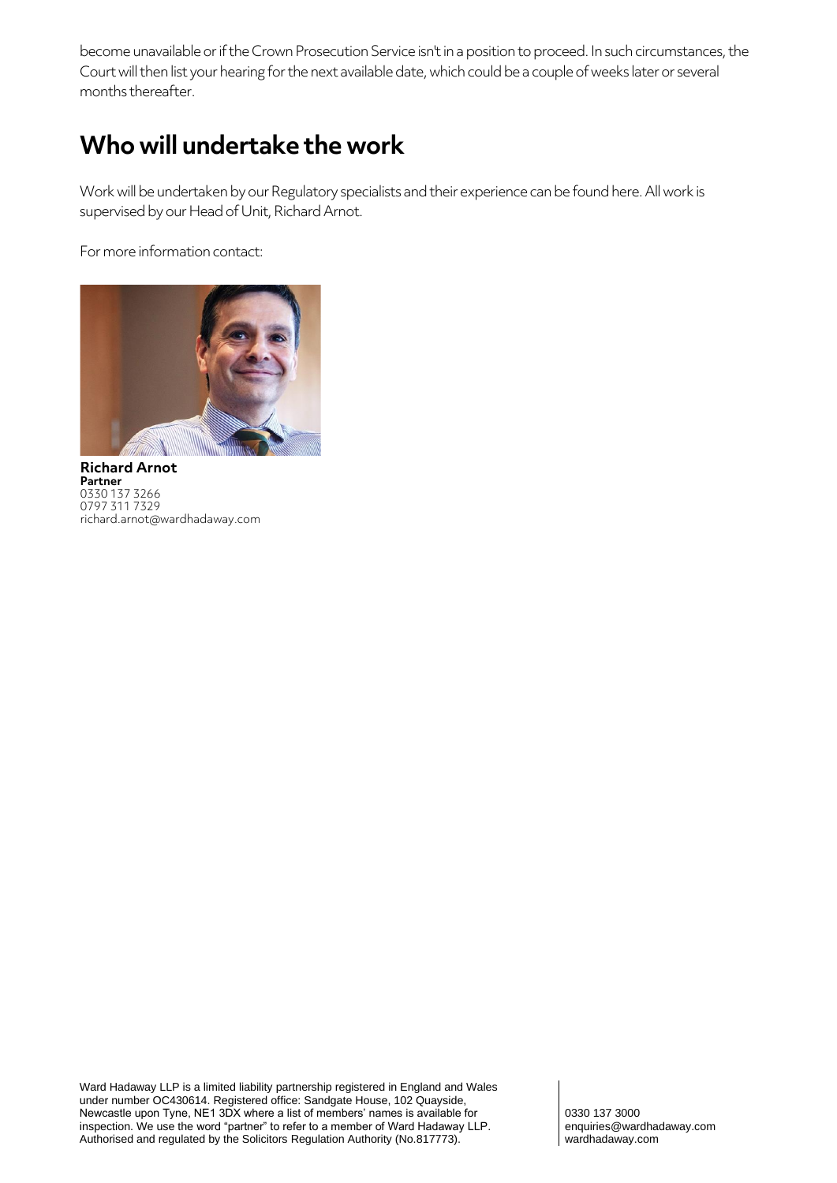become unavailable or if the Crown Prosecution Service isn't in a position to proceed. In such circumstances, the Court will then list your hearing for the next available date, which could be a couple of weeks later or several months thereafter.

## Who will undertake the work

Work will be undertaken by our Regulatory specialists and their experience can be found here. All work is supervised by our Head of Unit, Richard Arnot.

For more information contact:

**Richard Arnot**
**Partner**
0330 137 3266
0797 311 7329
richard.arnot@wardhadaway.com

Ward Hadaway LLP is a limited liability partnership registered in England and Wales under number OC430614. Registered office: Sandgate House, 102 Quayside, Newcastle upon Tyne, NE1 3DX where a list of members' names is available for inspection. We use the word "partner" to refer to a member of Ward Hadaway LLP. Authorised and regulated by the Solicitors Regulation Authority (No.817773).

0330 137 3000
enquiries@wardhadaway.com
wardhadaway.com